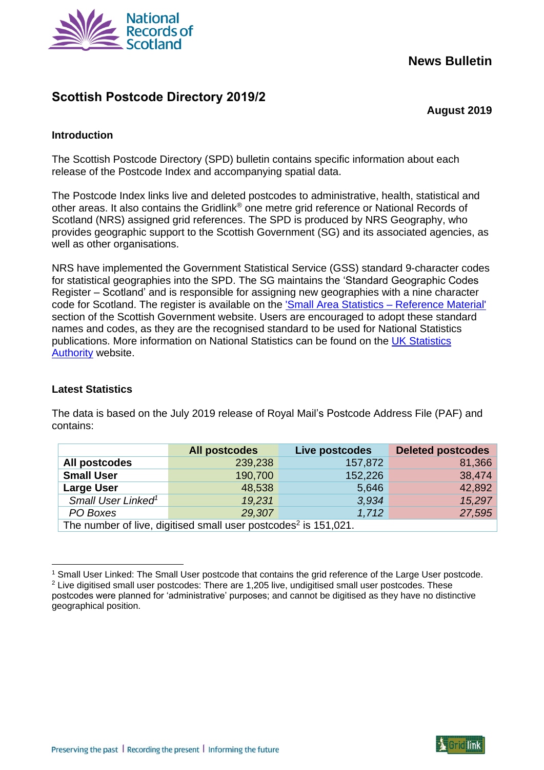National Records of Scotland

**News Bulletin**

# Scottish Postcode Directory 2019/2

**August 2019**

## Introduction

The Scottish Postcode Directory (SPD) bulletin contains specific information about each release of the Postcode Index and accompanying spatial data.

The Postcode Index links live and deleted postcodes to administrative, health, statistical and other areas. It also contains the Gridlink® one metre grid reference or National Records of Scotland (NRS) assigned grid references. The SPD is produced by NRS Geography, who provides geographic support to the Scottish Government (SG) and its associated agencies, as well as other organisations.

NRS have implemented the Government Statistical Service (GSS) standard 9-character codes for statistical geographies into the SPD. The SG maintains the 'Standard Geographic Codes Register – Scotland' and is responsible for assigning new geographies with a nine character code for Scotland. The register is available on the 'Small Area Statistics – Reference Material' section of the Scottish Government website. Users are encouraged to adopt these standard names and codes, as they are the recognised standard to be used for National Statistics publications. More information on National Statistics can be found on the UK Statistics Authority website.

## Latest Statistics

The data is based on the July 2019 release of Royal Mail's Postcode Address File (PAF) and contains:

| | All postcodes | Live postcodes | Deleted postcodes |
|---|---|---|---|
| **All postcodes** | 239,238 | 157,872 | 81,366 |
| **Small User** | 190,700 | 152,226 | 38,474 |
| **Large User** | 48,538 | 5,646 | 42,892 |
| *Small User Linked*[1] | *19,231* | *3,934* | *15,297* |
| *PO Boxes* | *29,307* | *1,712* | *27,595* |
| The number of live, digitised small user postcodes[2] is 151,021. | | | |

[1] Small User Linked: The Small User postcode that contains the grid reference of the Large User postcode.

[2] Live digitised small user postcodes: There are 1,205 live, undigitised small user postcodes. These postcodes were planned for 'administrative' purposes; and cannot be digitised as they have no distinctive geographical position.

Preserving the past | Recording the present | Informing the future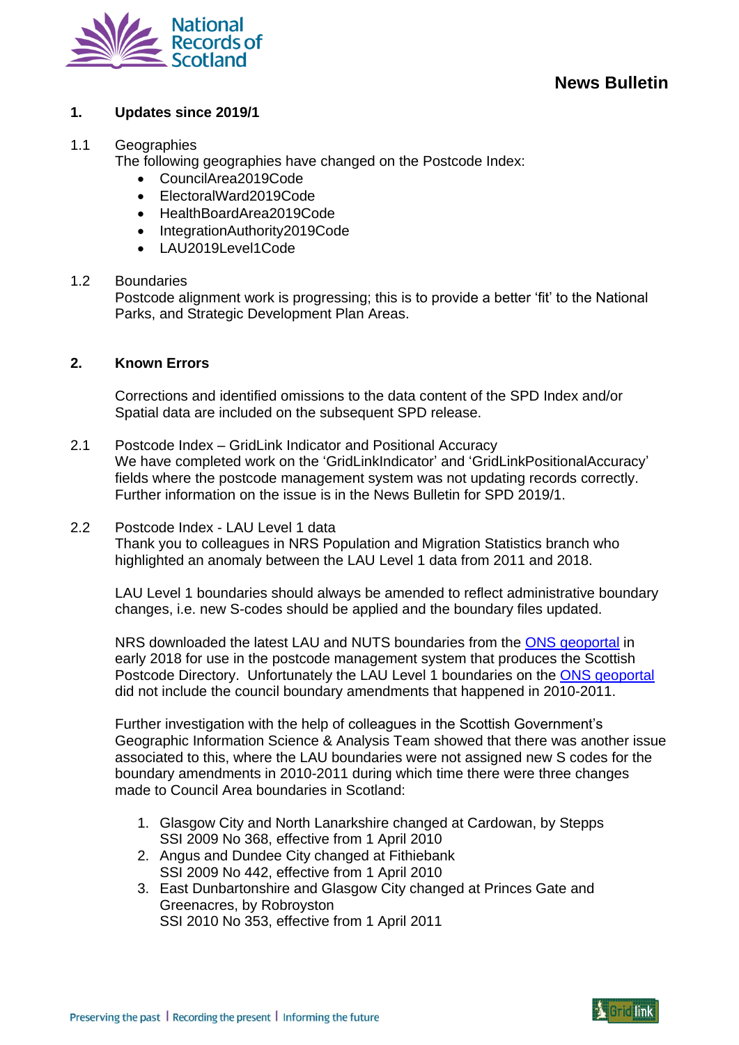## 1. Updates since 2019/1

### 1.1 Geographies

The following geographies have changed on the Postcode Index:

- CouncilArea2019Code
- ElectoralWard2019Code
- HealthBoardArea2019Code
- IntegrationAuthority2019Code
- LAU2019Level1Code

### 1.2 Boundaries

Postcode alignment work is progressing; this is to provide a better 'fit' to the National Parks, and Strategic Development Plan Areas.

## 2. Known Errors

Corrections and identified omissions to the data content of the SPD Index and/or Spatial data are included on the subsequent SPD release.

### 2.1 Postcode Index – GridLink Indicator and Positional Accuracy

We have completed work on the 'GridLinkIndicator' and 'GridLinkPositionalAccuracy' fields where the postcode management system was not updating records correctly. Further information on the issue is in the News Bulletin for SPD 2019/1.

### 2.2 Postcode Index - LAU Level 1 data

Thank you to colleagues in NRS Population and Migration Statistics branch who highlighted an anomaly between the LAU Level 1 data from 2011 and 2018.

LAU Level 1 boundaries should always be amended to reflect administrative boundary changes, i.e. new S-codes should be applied and the boundary files updated.

NRS downloaded the latest LAU and NUTS boundaries from the ONS geoportal in early 2018 for use in the postcode management system that produces the Scottish Postcode Directory. Unfortunately the LAU Level 1 boundaries on the ONS geoportal did not include the council boundary amendments that happened in 2010-2011.

Further investigation with the help of colleagues in the Scottish Government's Geographic Information Science & Analysis Team showed that there was another issue associated to this, where the LAU boundaries were not assigned new S codes for the boundary amendments in 2010-2011 during which time there were three changes made to Council Area boundaries in Scotland:

1. Glasgow City and North Lanarkshire changed at Cardowan, by Stepps
   SSI 2009 No 368, effective from 1 April 2010
2. Angus and Dundee City changed at Fithiebank
   SSI 2009 No 442, effective from 1 April 2010
3. East Dunbartonshire and Glasgow City changed at Princes Gate and Greenacres, by Robroyston
   SSI 2010 No 353, effective from 1 April 2011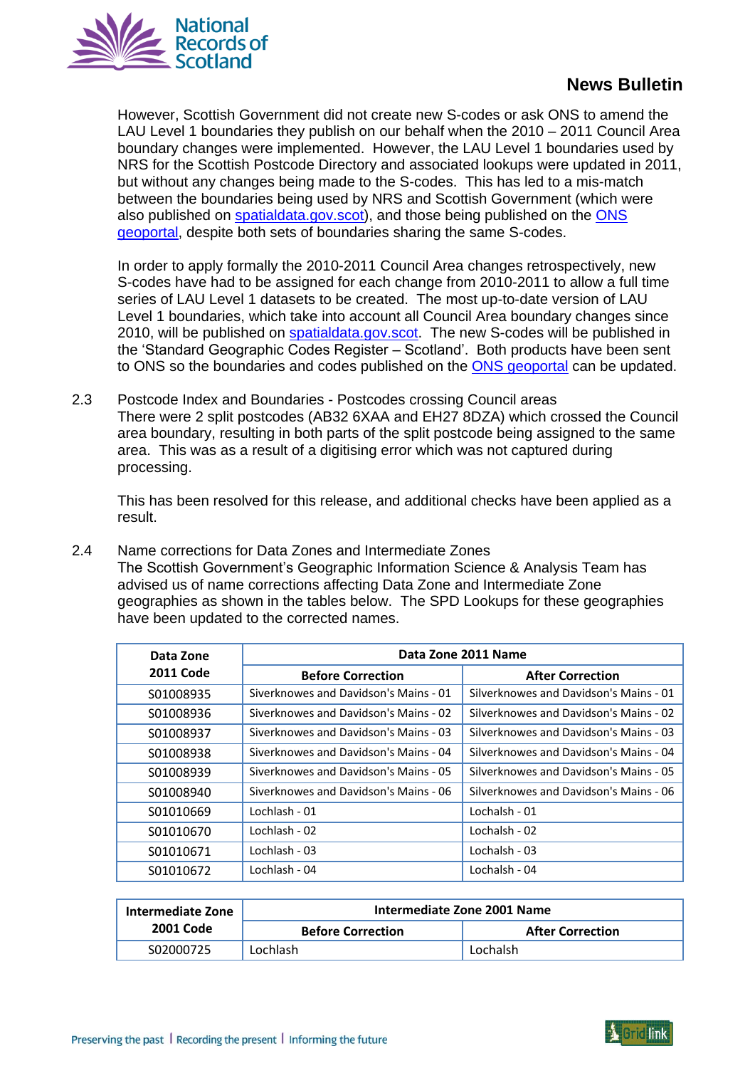However, Scottish Government did not create new S-codes or ask ONS to amend the LAU Level 1 boundaries they publish on our behalf when the 2010 – 2011 Council Area boundary changes were implemented. However, the LAU Level 1 boundaries used by NRS for the Scottish Postcode Directory and associated lookups were updated in 2011, but without any changes being made to the S-codes. This has led to a mis-match between the boundaries being used by NRS and Scottish Government (which were also published on spatialdata.gov.scot), and those being published on the ONS geoportal, despite both sets of boundaries sharing the same S-codes.

In order to apply formally the 2010-2011 Council Area changes retrospectively, new S-codes have had to be assigned for each change from 2010-2011 to allow a full time series of LAU Level 1 datasets to be created. The most up-to-date version of LAU Level 1 boundaries, which take into account all Council Area boundary changes since 2010, will be published on spatialdata.gov.scot. The new S-codes will be published in the 'Standard Geographic Codes Register – Scotland'. Both products have been sent to ONS so the boundaries and codes published on the ONS geoportal can be updated.

2.3 Postcode Index and Boundaries - Postcodes crossing Council areas
There were 2 split postcodes (AB32 6XAA and EH27 8DZA) which crossed the Council area boundary, resulting in both parts of the split postcode being assigned to the same area. This was as a result of a digitising error which was not captured during processing.

This has been resolved for this release, and additional checks have been applied as a result.

2.4 Name corrections for Data Zones and Intermediate Zones
The Scottish Government's Geographic Information Science & Analysis Team has advised us of name corrections affecting Data Zone and Intermediate Zone geographies as shown in the tables below. The SPD Lookups for these geographies have been updated to the corrected names.

| Data Zone 2011 Code | Data Zone 2011 Name | |
|---|---|---|
| | **Before Correction** | **After Correction** |
| S01008935 | Siverknowes and Davidson's Mains - 01 | Silverknowes and Davidson's Mains - 01 |
| S01008936 | Siverknowes and Davidson's Mains - 02 | Silverknowes and Davidson's Mains - 02 |
| S01008937 | Siverknowes and Davidson's Mains - 03 | Silverknowes and Davidson's Mains - 03 |
| S01008938 | Siverknowes and Davidson's Mains - 04 | Silverknowes and Davidson's Mains - 04 |
| S01008939 | Siverknowes and Davidson's Mains - 05 | Silverknowes and Davidson's Mains - 05 |
| S01008940 | Siverknowes and Davidson's Mains - 06 | Silverknowes and Davidson's Mains - 06 |
| S01010669 | Lochlash - 01 | Lochalsh - 01 |
| S01010670 | Lochlash - 02 | Lochalsh - 02 |
| S01010671 | Lochlash - 03 | Lochalsh - 03 |
| S01010672 | Lochlash - 04 | Lochalsh - 04 |

| Intermediate Zone 2001 Code | Intermediate Zone 2001 Name | |
|---|---|---|
| | **Before Correction** | **After Correction** |
| S02000725 | Lochlash | Lochalsh |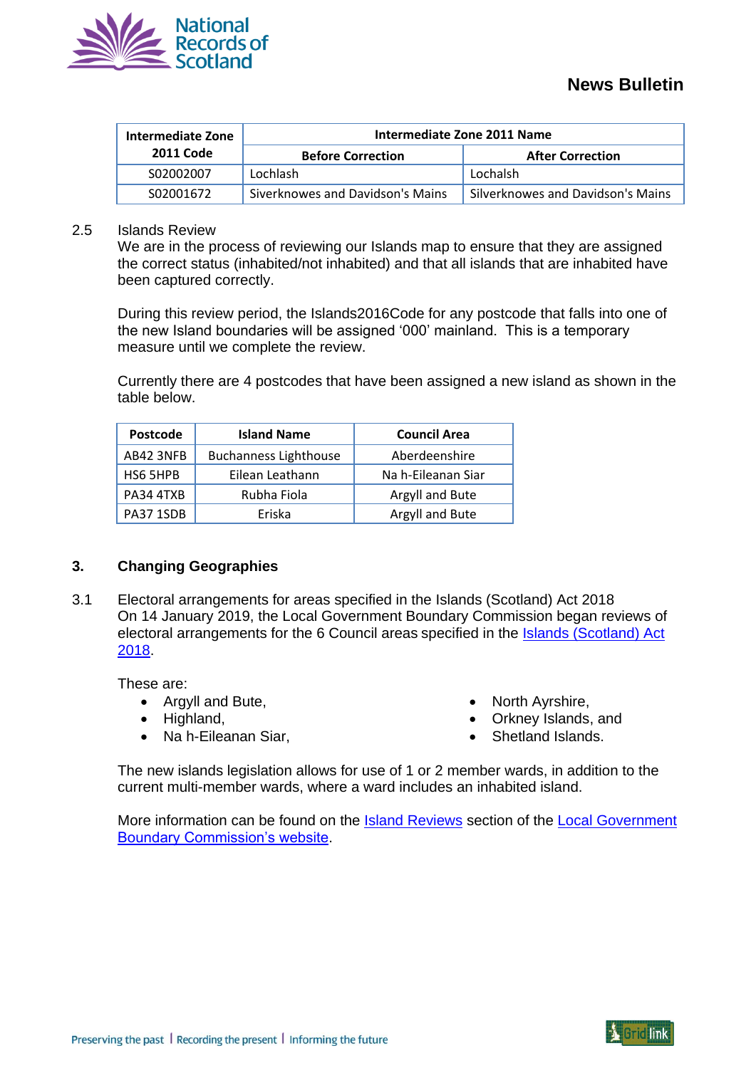| Intermediate Zone 2011 Code | Intermediate Zone 2011 Name | |
|---|---|---|
| | Before Correction | After Correction |
| S02002007 | Lochlash | Lochalsh |
| S02001672 | Siverknowes and Davidson's Mains | Silverknowes and Davidson's Mains |

2.5 Islands Review

We are in the process of reviewing our Islands map to ensure that they are assigned the correct status (inhabited/not inhabited) and that all islands that are inhabited have been captured correctly.

During this review period, the Islands2016Code for any postcode that falls into one of the new Island boundaries will be assigned '000' mainland. This is a temporary measure until we complete the review.

Currently there are 4 postcodes that have been assigned a new island as shown in the table below.

| Postcode | Island Name | Council Area |
|---|---|---|
| AB42 3NFB | Buchanness Lighthouse | Aberdeenshire |
| HS6 5HPB | Eilean Leathann | Na h-Eileanan Siar |
| PA34 4TXB | Rubha Fiola | Argyll and Bute |
| PA37 1SDB | Eriska | Argyll and Bute |

## 3. Changing Geographies

3.1 Electoral arrangements for areas specified in the Islands (Scotland) Act 2018

On 14 January 2019, the Local Government Boundary Commission began reviews of electoral arrangements for the 6 Council areas specified in the Islands (Scotland) Act 2018.

These are:

- Argyll and Bute,
- Highland,
- Na h-Eileanan Siar,
- North Ayrshire,
- Orkney Islands, and
- Shetland Islands.

The new islands legislation allows for use of 1 or 2 member wards, in addition to the current multi-member wards, where a ward includes an inhabited island.

More information can be found on the Island Reviews section of the Local Government Boundary Commission's website.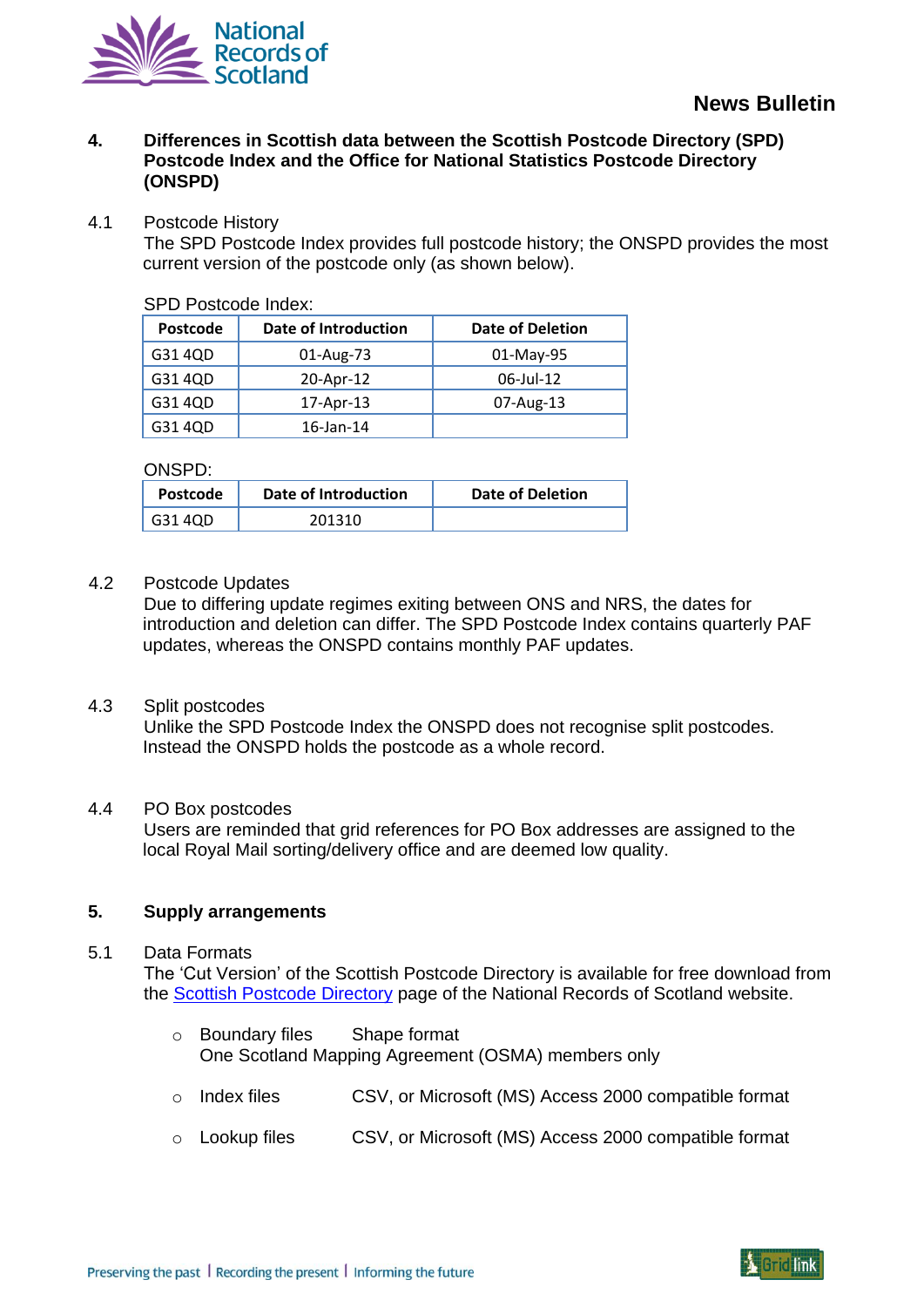## 4. Differences in Scottish data between the Scottish Postcode Directory (SPD) Postcode Index and the Office for National Statistics Postcode Directory (ONSPD)

4.1 Postcode History

The SPD Postcode Index provides full postcode history; the ONSPD provides the most current version of the postcode only (as shown below).

SPD Postcode Index:

| Postcode | Date of Introduction | Date of Deletion |
|---|---|---|
| G31 4QD | 01-Aug-73 | 01-May-95 |
| G31 4QD | 20-Apr-12 | 06-Jul-12 |
| G31 4QD | 17-Apr-13 | 07-Aug-13 |
| G31 4QD | 16-Jan-14 | |

ONSPD:

| Postcode | Date of Introduction | Date of Deletion |
|---|---|---|
| G31 4QD | 201310 | |

4.2 Postcode Updates

Due to differing update regimes exiting between ONS and NRS, the dates for introduction and deletion can differ. The SPD Postcode Index contains quarterly PAF updates, whereas the ONSPD contains monthly PAF updates.

4.3 Split postcodes

Unlike the SPD Postcode Index the ONSPD does not recognise split postcodes. Instead the ONSPD holds the postcode as a whole record.

4.4 PO Box postcodes

Users are reminded that grid references for PO Box addresses are assigned to the local Royal Mail sorting/delivery office and are deemed low quality.

## 5. Supply arrangements

5.1 Data Formats

The 'Cut Version' of the Scottish Postcode Directory is available for free download from the Scottish Postcode Directory page of the National Records of Scotland website.

- Boundary files — Shape format
  One Scotland Mapping Agreement (OSMA) members only
- Index files — CSV, or Microsoft (MS) Access 2000 compatible format
- Lookup files — CSV, or Microsoft (MS) Access 2000 compatible format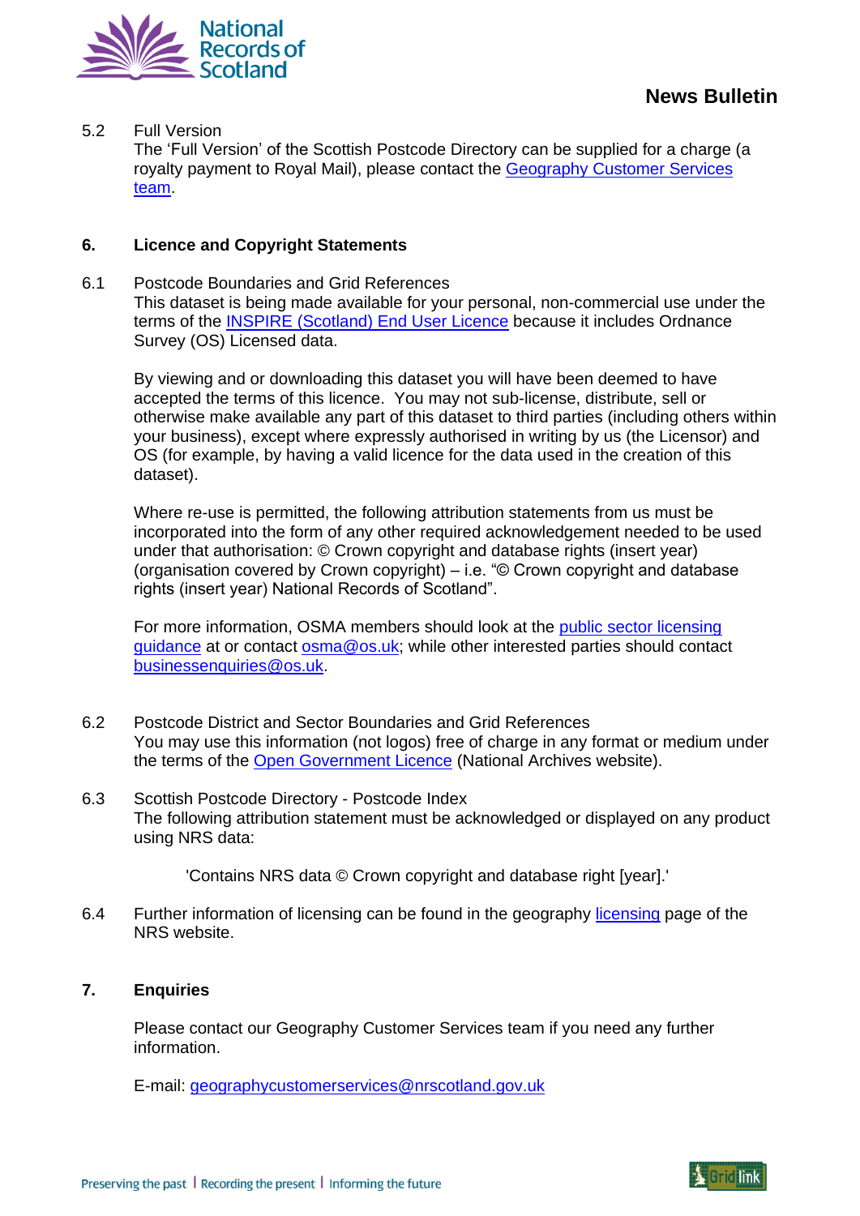5.2 Full Version
The ‘Full Version’ of the Scottish Postcode Directory can be supplied for a charge (a royalty payment to Royal Mail), please contact the Geography Customer Services team.

## 6. Licence and Copyright Statements

6.1 Postcode Boundaries and Grid References
This dataset is being made available for your personal, non-commercial use under the terms of the INSPIRE (Scotland) End User Licence because it includes Ordnance Survey (OS) Licensed data.

By viewing and or downloading this dataset you will have been deemed to have accepted the terms of this licence. You may not sub-license, distribute, sell or otherwise make available any part of this dataset to third parties (including others within your business), except where expressly authorised in writing by us (the Licensor) and OS (for example, by having a valid licence for the data used in the creation of this dataset).

Where re-use is permitted, the following attribution statements from us must be incorporated into the form of any other required acknowledgement needed to be used under that authorisation: © Crown copyright and database rights (insert year) (organisation covered by Crown copyright) – i.e. “© Crown copyright and database rights (insert year) National Records of Scotland”.

For more information, OSMA members should look at the public sector licensing guidance at or contact osma@os.uk; while other interested parties should contact businessenquiries@os.uk.

6.2 Postcode District and Sector Boundaries and Grid References
You may use this information (not logos) free of charge in any format or medium under the terms of the Open Government Licence (National Archives website).

6.3 Scottish Postcode Directory - Postcode Index
The following attribution statement must be acknowledged or displayed on any product using NRS data:

'Contains NRS data © Crown copyright and database right [year].'

6.4 Further information of licensing can be found in the geography licensing page of the NRS website.

## 7. Enquiries

Please contact our Geography Customer Services team if you need any further information.

E-mail: geographycustomerservices@nrscotland.gov.uk